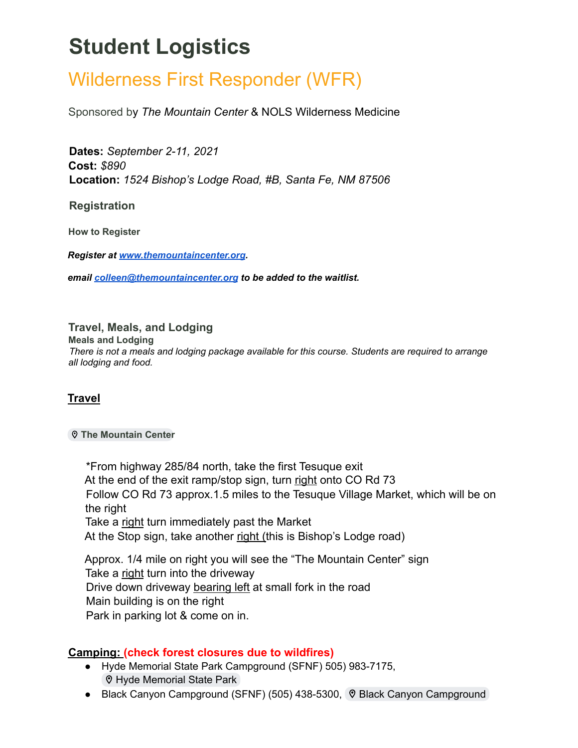# Student Logistics

## Wilderness First Responder (WFR)

Sponsored by *The Mountain Center* & NOLS Wilderness Medicine

**Dates:** *September 2-11, 2021*
**Cost:** *$890*
**Location:** *1524 Bishop's Lodge Road, #B, Santa Fe, NM 87506*

### Registration

#### How to Register

***Register at [www.themountaincenter.org](www.themountaincenter.org).***

***email [colleen@themountaincenter.org](mailto:colleen@themountaincenter.org) to be added to the waitlist.***

### Travel, Meals, and Lodging

#### Meals and Lodging

*There is not a meals and lodging package available for this course. Students are required to arrange all lodging and food.*

**Travel**

**The Mountain Center**

*From highway 285/84 north, take the first Tesuque exit
At the end of the exit ramp/stop sign, turn right onto CO Rd 73
Follow CO Rd 73 approx.1.5 miles to the Tesuque Village Market, which will be on the right
Take a right turn immediately past the Market
At the Stop sign, take another right (this is Bishop's Lodge road)

Approx. 1/4 mile on right you will see the "The Mountain Center" sign
Take a right turn into the driveway
Drive down driveway bearing left at small fork in the road
Main building is on the right
Park in parking lot & come on in.

**Camping: (check forest closures due to wildfires)**

- Hyde Memorial State Park Campground (SFNF) 505) 983-7175, Hyde Memorial State Park
- Black Canyon Campground (SFNF) (505) 438-5300, Black Canyon Campground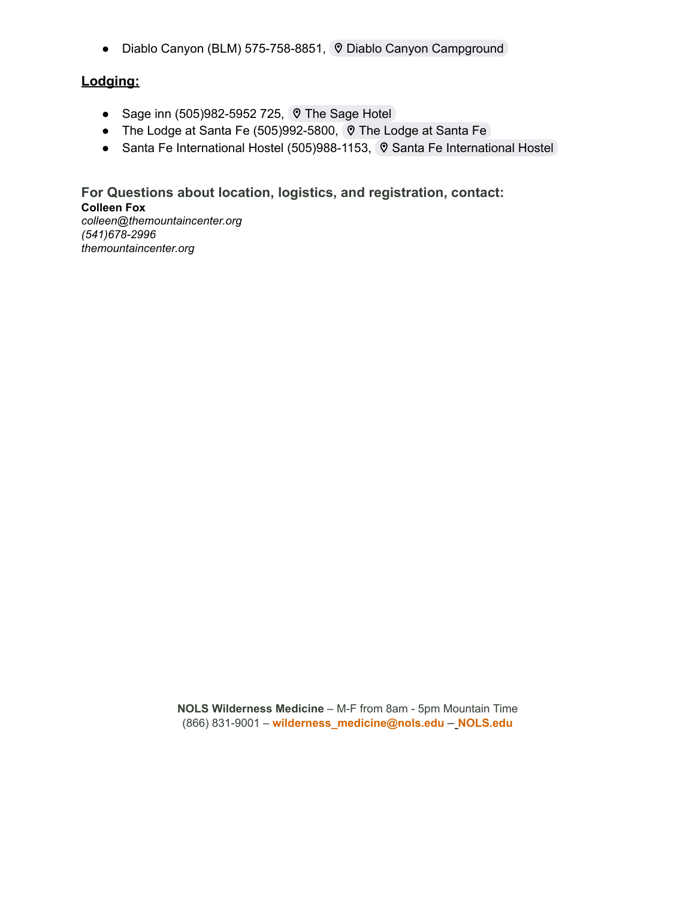- Diablo Canyon (BLM) 575-758-8851, Diablo Canyon Campground

**Lodging:**

- Sage inn (505)982-5952 725, The Sage Hotel
- The Lodge at Santa Fe (505)992-5800, The Lodge at Santa Fe
- Santa Fe International Hostel (505)988-1153, Santa Fe International Hostel

### For Questions about location, logistics, and registration, contact:

**Colleen Fox**
*colleen@themountaincenter.org*
*(541)678-2996*
*themountaincenter.org*

**NOLS Wilderness Medicine** – M-F from 8am - 5pm Mountain Time
(866) 831-9001 – **wilderness_medicine@nols.edu** – **NOLS.edu**